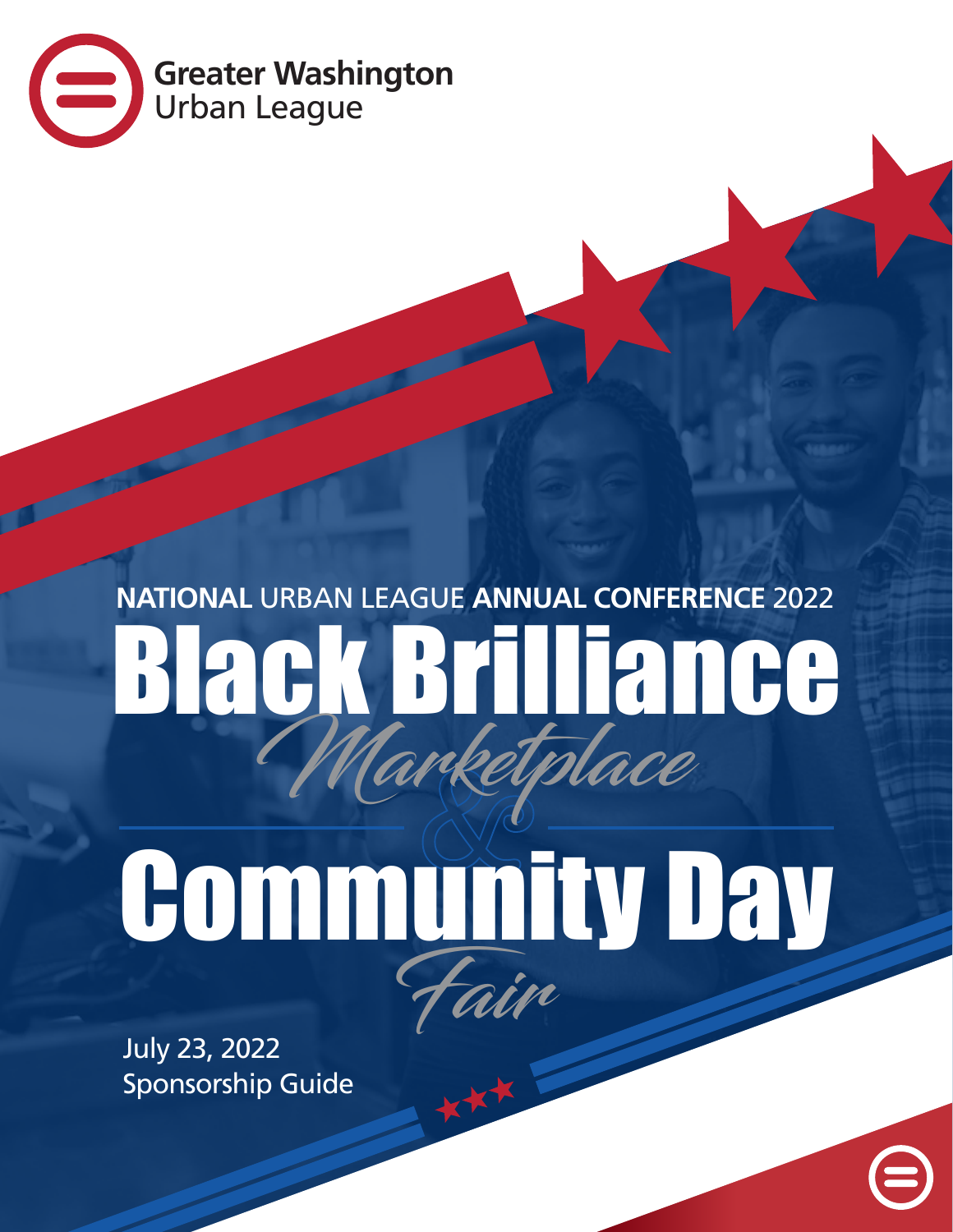**Greater Washington**
Urban League

**NATIONAL** URBAN LEAGUE **ANNUAL CONFERENCE** 2022

# Black Brilliance

*Marketplace*

&

# Community Day

*Fair*

July 23, 2022
Sponsorship Guide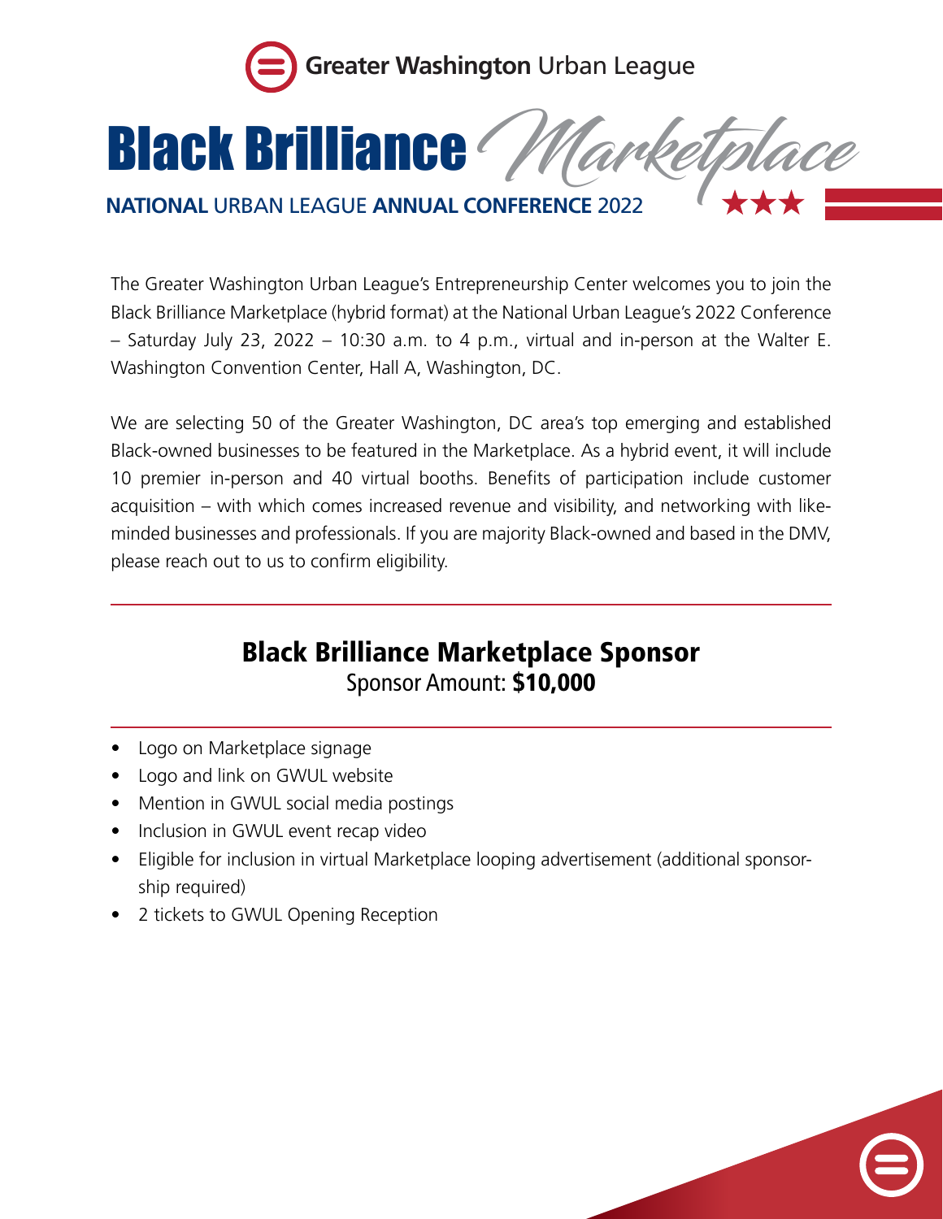Greater Washington Urban League

# Black Brilliance Marketplace

**NATIONAL** URBAN LEAGUE **ANNUAL CONFERENCE** 2022

The Greater Washington Urban League's Entrepreneurship Center welcomes you to join the Black Brilliance Marketplace (hybrid format) at the National Urban League's 2022 Conference – Saturday July 23, 2022 – 10:30 a.m. to 4 p.m., virtual and in-person at the Walter E. Washington Convention Center, Hall A, Washington, DC.

We are selecting 50 of the Greater Washington, DC area's top emerging and established Black-owned businesses to be featured in the Marketplace. As a hybrid event, it will include 10 premier in-person and 40 virtual booths. Benefits of participation include customer acquisition – with which comes increased revenue and visibility, and networking with like-minded businesses and professionals. If you are majority Black-owned and based in the DMV, please reach out to us to confirm eligibility.

---

## Black Brilliance Marketplace Sponsor

Sponsor Amount: **$10,000**

---

- Logo on Marketplace signage
- Logo and link on GWUL website
- Mention in GWUL social media postings
- Inclusion in GWUL event recap video
- Eligible for inclusion in virtual Marketplace looping advertisement (additional sponsorship required)
- 2 tickets to GWUL Opening Reception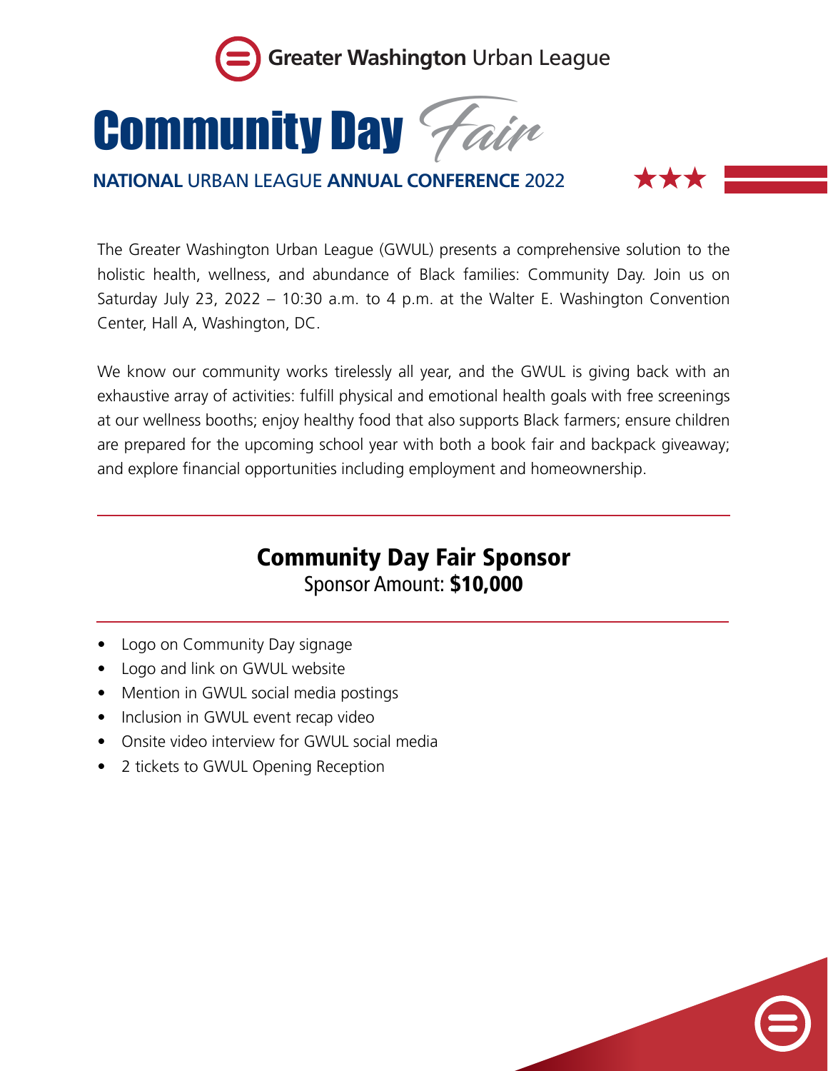Greater Washington Urban League

# Community Day Fair

**NATIONAL** URBAN LEAGUE **ANNUAL CONFERENCE** 2022

The Greater Washington Urban League (GWUL) presents a comprehensive solution to the holistic health, wellness, and abundance of Black families: Community Day. Join us on Saturday July 23, 2022 – 10:30 a.m. to 4 p.m. at the Walter E. Washington Convention Center, Hall A, Washington, DC.

We know our community works tirelessly all year, and the GWUL is giving back with an exhaustive array of activities: fulfill physical and emotional health goals with free screenings at our wellness booths; enjoy healthy food that also supports Black farmers; ensure children are prepared for the upcoming school year with both a book fair and backpack giveaway; and explore financial opportunities including employment and homeownership.

## Community Day Fair Sponsor

Sponsor Amount: **$10,000**

- Logo on Community Day signage
- Logo and link on GWUL website
- Mention in GWUL social media postings
- Inclusion in GWUL event recap video
- Onsite video interview for GWUL social media
- 2 tickets to GWUL Opening Reception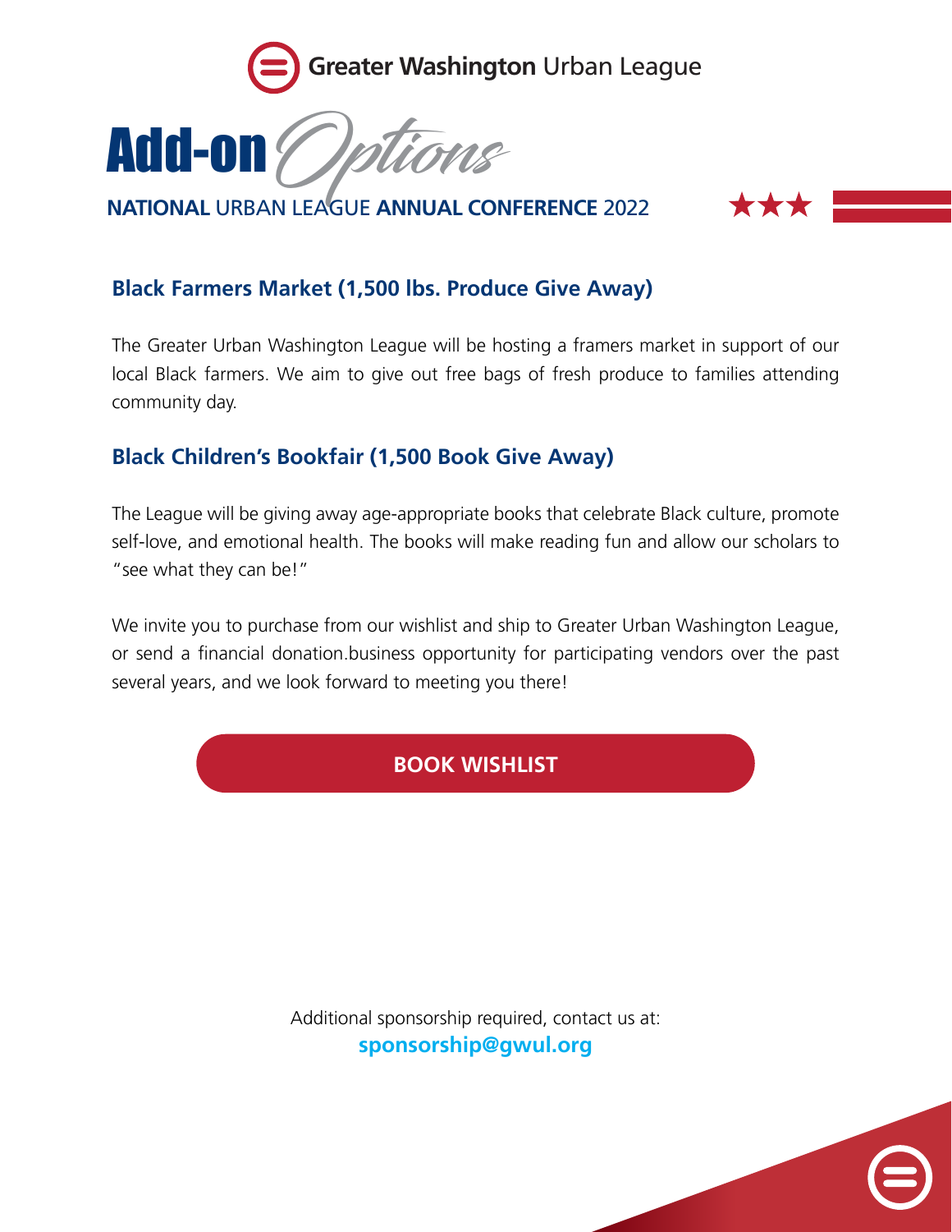Greater Washington Urban League

# Add-on *Options*

**NATIONAL** URBAN LEAGUE **ANNUAL CONFERENCE** 2022

## Black Farmers Market (1,500 lbs. Produce Give Away)

The Greater Urban Washington League will be hosting a framers market in support of our local Black farmers. We aim to give out free bags of fresh produce to families attending community day.

## Black Children's Bookfair (1,500 Book Give Away)

The League will be giving away age-appropriate books that celebrate Black culture, promote self-love, and emotional health. The books will make reading fun and allow our scholars to "see what they can be!"

We invite you to purchase from our wishlist and ship to Greater Urban Washington League, or send a financial donation.business opportunity for participating vendors over the past several years, and we look forward to meeting you there!

**BOOK WISHLIST**

Additional sponsorship required, contact us at:
**sponsorship@gwul.org**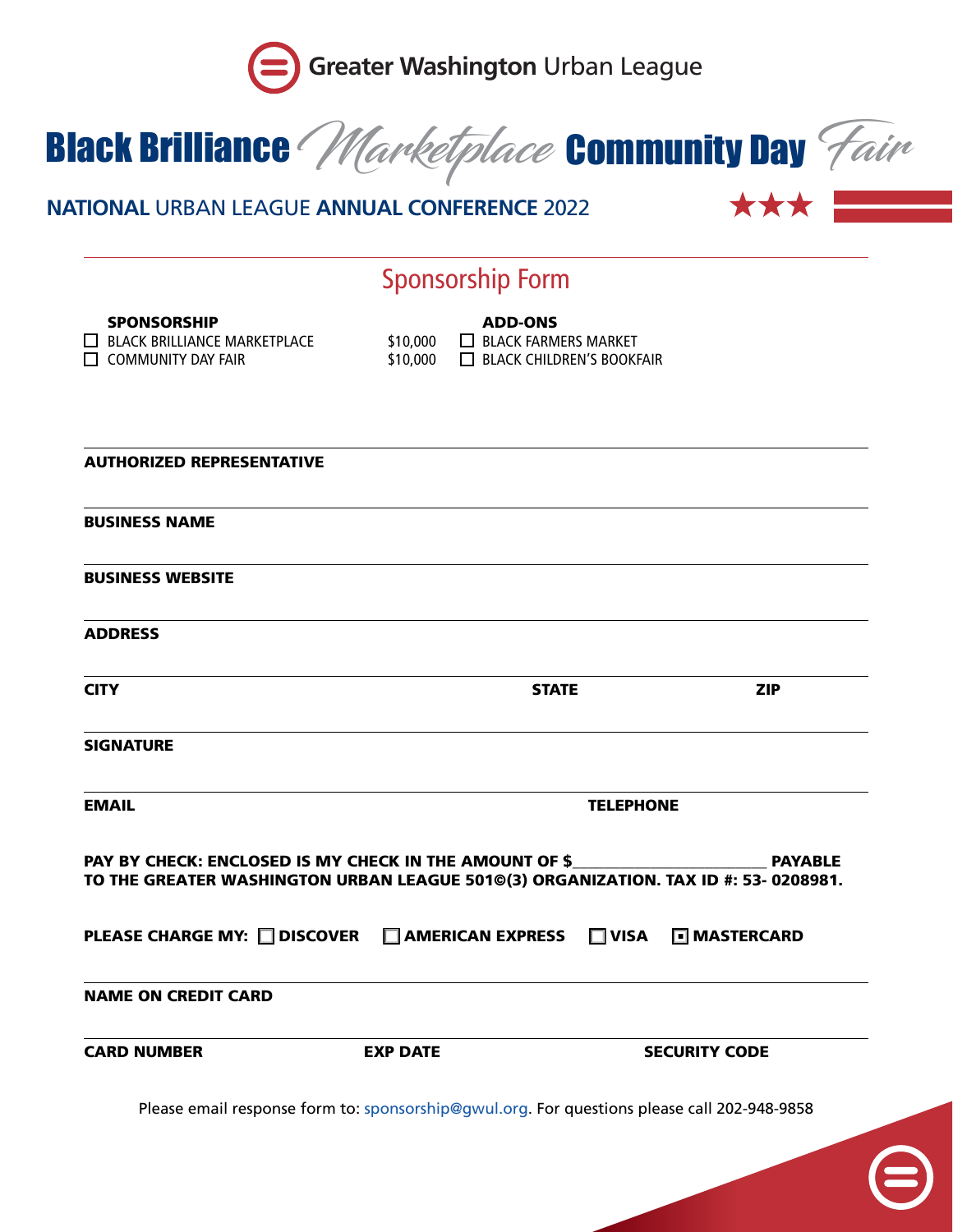Greater Washington Urban League

# Black Brilliance *Marketplace* Community Day *Fair*

**NATIONAL** URBAN LEAGUE **ANNUAL CONFERENCE** 2022

## Sponsorship Form

**SPONSORSHIP**

- ☐ BLACK BRILLIANCE MARKETPLACE $10,000
- ☐ COMMUNITY DAY FAIR $10,000

**ADD-ONS**

- ☐ BLACK FARMERS MARKET
- ☐ BLACK CHILDREN'S BOOKFAIR

**AUTHORIZED REPRESENTATIVE**

**BUSINESS NAME**

**BUSINESS WEBSITE**

**ADDRESS**

**CITY** **STATE** **ZIP**

**SIGNATURE**

**EMAIL** **TELEPHONE**

**PAY BY CHECK: ENCLOSED IS MY CHECK IN THE AMOUNT OF $\_\_\_\_\_\_\_\_\_\_\_\_\_\_\_\_\_\_\_\_\_\_\_\_ PAYABLE TO THE GREATER WASHINGTON URBAN LEAGUE 501©(3) ORGANIZATION. TAX ID #: 53- 0208981.**

**PLEASE CHARGE MY:** ☐ **DISCOVER** ☐ **AMERICAN EXPRESS** ☐ **VISA** ☐ **MASTERCARD**

**NAME ON CREDIT CARD**

**CARD NUMBER** **EXP DATE** **SECURITY CODE**

Please email response form to: sponsorship@gwul.org. For questions please call 202-948-9858